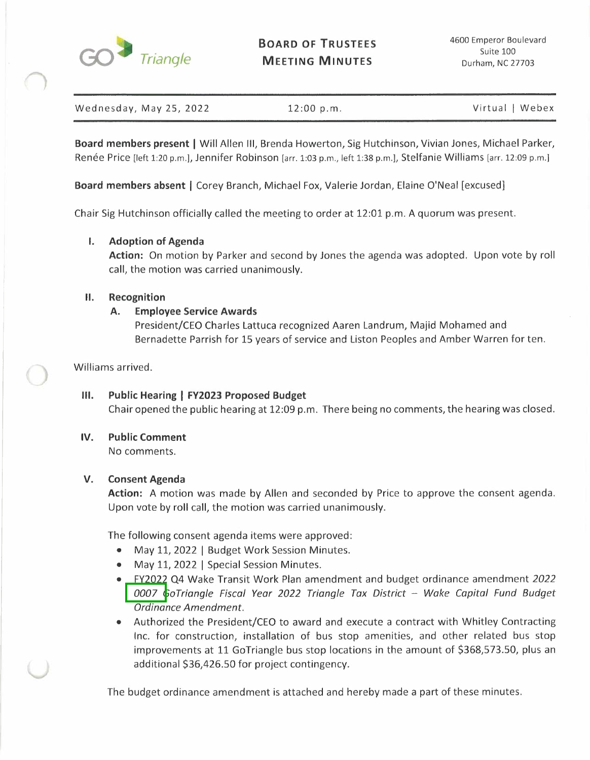GoTriangle

# Board of Trustees Meeting Minutes

4600 Emperor Boulevard
Suite 100
Durham, NC 27703

Wednesday, May 25, 2022 | 12:00 p.m. | Virtual | Webex

**Board members present |** Will Allen III, Brenda Howerton, Sig Hutchinson, Vivian Jones, Michael Parker, Renée Price [left 1:20 p.m.], Jennifer Robinson [arr. 1:03 p.m., left 1:38 p.m.], Stelfanie Williams [arr. 12:09 p.m.]

**Board members absent |** Corey Branch, Michael Fox, Valerie Jordan, Elaine O'Neal [excused]

Chair Sig Hutchinson officially called the meeting to order at 12:01 p.m. A quorum was present.

## I. Adoption of Agenda

**Action:** On motion by Parker and second by Jones the agenda was adopted. Upon vote by roll call, the motion was carried unanimously.

## II. Recognition

### A. Employee Service Awards

President/CEO Charles Lattuca recognized Aaren Landrum, Majid Mohamed and Bernadette Parrish for 15 years of service and Liston Peoples and Amber Warren for ten.

Williams arrived.

## III. Public Hearing | FY2023 Proposed Budget

Chair opened the public hearing at 12:09 p.m. There being no comments, the hearing was closed.

## IV. Public Comment

No comments.

## V. Consent Agenda

**Action:** A motion was made by Allen and seconded by Price to approve the consent agenda. Upon vote by roll call, the motion was carried unanimously.

The following consent agenda items were approved:

- May 11, 2022 | Budget Work Session Minutes.
- May 11, 2022 | Special Session Minutes.
- FY2022 Q4 Wake Transit Work Plan amendment and budget ordinance amendment *2022 0007 GoTriangle Fiscal Year 2022 Triangle Tax District – Wake Capital Fund Budget Ordinance Amendment*.
- Authorized the President/CEO to award and execute a contract with Whitley Contracting Inc. for construction, installation of bus stop amenities, and other related bus stop improvements at 11 GoTriangle bus stop locations in the amount of $368,573.50, plus an additional $36,426.50 for project contingency.

The budget ordinance amendment is attached and hereby made a part of these minutes.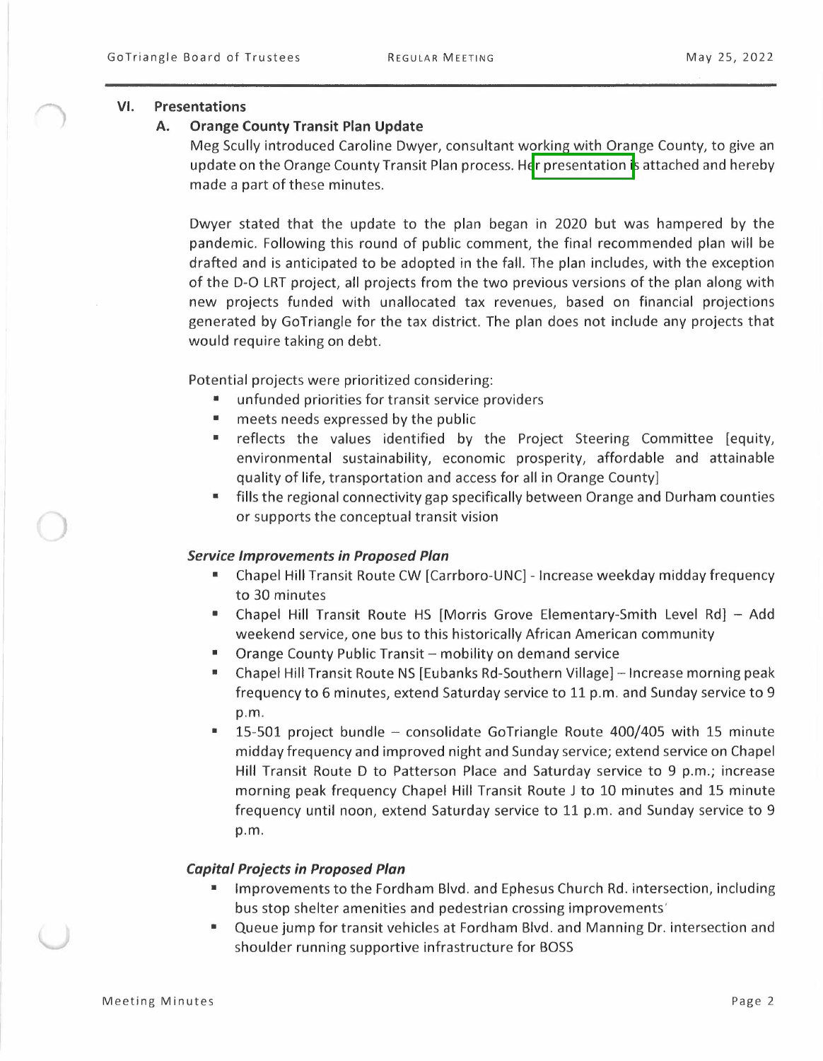## VI. Presentations

### A. Orange County Transit Plan Update

Meg Scully introduced Caroline Dwyer, consultant working with Orange County, to give an update on the Orange County Transit Plan process. Her presentation is attached and hereby made a part of these minutes.

Dwyer stated that the update to the plan began in 2020 but was hampered by the pandemic. Following this round of public comment, the final recommended plan will be drafted and is anticipated to be adopted in the fall. The plan includes, with the exception of the D-O LRT project, all projects from the two previous versions of the plan along with new projects funded with unallocated tax revenues, based on financial projections generated by GoTriangle for the tax district. The plan does not include any projects that would require taking on debt.

Potential projects were prioritized considering:

- unfunded priorities for transit service providers
- meets needs expressed by the public
- reflects the values identified by the Project Steering Committee [equity, environmental sustainability, economic prosperity, affordable and attainable quality of life, transportation and access for all in Orange County]
- fills the regional connectivity gap specifically between Orange and Durham counties or supports the conceptual transit vision

***Service Improvements in Proposed Plan***

- Chapel Hill Transit Route CW [Carrboro-UNC] - Increase weekday midday frequency to 30 minutes
- Chapel Hill Transit Route HS [Morris Grove Elementary-Smith Level Rd] – Add weekend service, one bus to this historically African American community
- Orange County Public Transit – mobility on demand service
- Chapel Hill Transit Route NS [Eubanks Rd-Southern Village] – Increase morning peak frequency to 6 minutes, extend Saturday service to 11 p.m. and Sunday service to 9 p.m.
- 15-501 project bundle – consolidate GoTriangle Route 400/405 with 15 minute midday frequency and improved night and Sunday service; extend service on Chapel Hill Transit Route D to Patterson Place and Saturday service to 9 p.m.; increase morning peak frequency Chapel Hill Transit Route J to 10 minutes and 15 minute frequency until noon, extend Saturday service to 11 p.m. and Sunday service to 9 p.m.

***Capital Projects in Proposed Plan***

- Improvements to the Fordham Blvd. and Ephesus Church Rd. intersection, including bus stop shelter amenities and pedestrian crossing improvements
- Queue jump for transit vehicles at Fordham Blvd. and Manning Dr. intersection and shoulder running supportive infrastructure for BOSS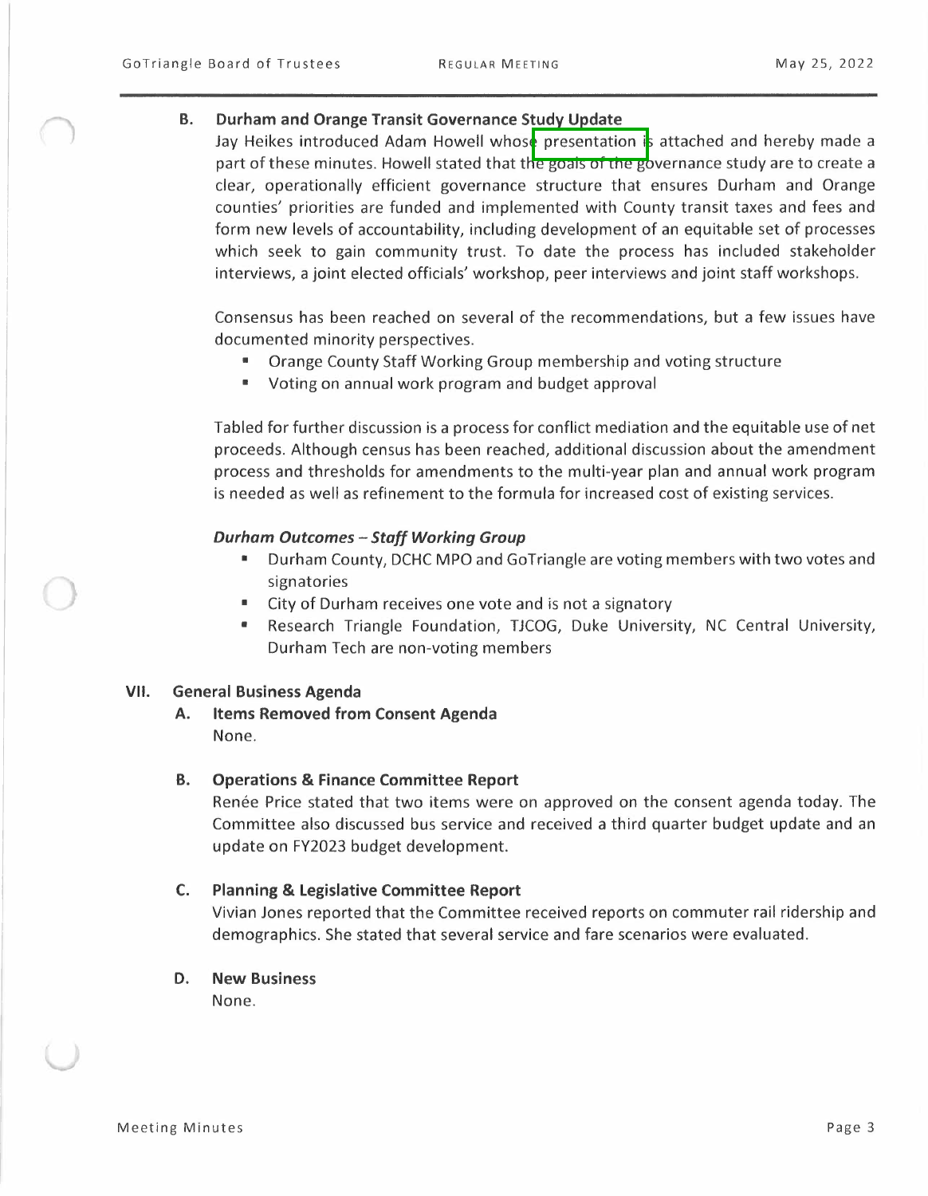### B. Durham and Orange Transit Governance Study Update

Jay Heikes introduced Adam Howell whose presentation is attached and hereby made a part of these minutes. Howell stated that the goals of the governance study are to create a clear, operationally efficient governance structure that ensures Durham and Orange counties' priorities are funded and implemented with County transit taxes and fees and form new levels of accountability, including development of an equitable set of processes which seek to gain community trust. To date the process has included stakeholder interviews, a joint elected officials' workshop, peer interviews and joint staff workshops.

Consensus has been reached on several of the recommendations, but a few issues have documented minority perspectives.

- Orange County Staff Working Group membership and voting structure
- Voting on annual work program and budget approval

Tabled for further discussion is a process for conflict mediation and the equitable use of net proceeds. Although census has been reached, additional discussion about the amendment process and thresholds for amendments to the multi-year plan and annual work program is needed as well as refinement to the formula for increased cost of existing services.

***Durham Outcomes – Staff Working Group***

- Durham County, DCHC MPO and GoTriangle are voting members with two votes and signatories
- City of Durham receives one vote and is not a signatory
- Research Triangle Foundation, TJCOG, Duke University, NC Central University, Durham Tech are non-voting members

## VII. General Business Agenda

### A. Items Removed from Consent Agenda

None.

### B. Operations & Finance Committee Report

Renée Price stated that two items were on approved on the consent agenda today. The Committee also discussed bus service and received a third quarter budget update and an update on FY2023 budget development.

### C. Planning & Legislative Committee Report

Vivian Jones reported that the Committee received reports on commuter rail ridership and demographics. She stated that several service and fare scenarios were evaluated.

### D. New Business

None.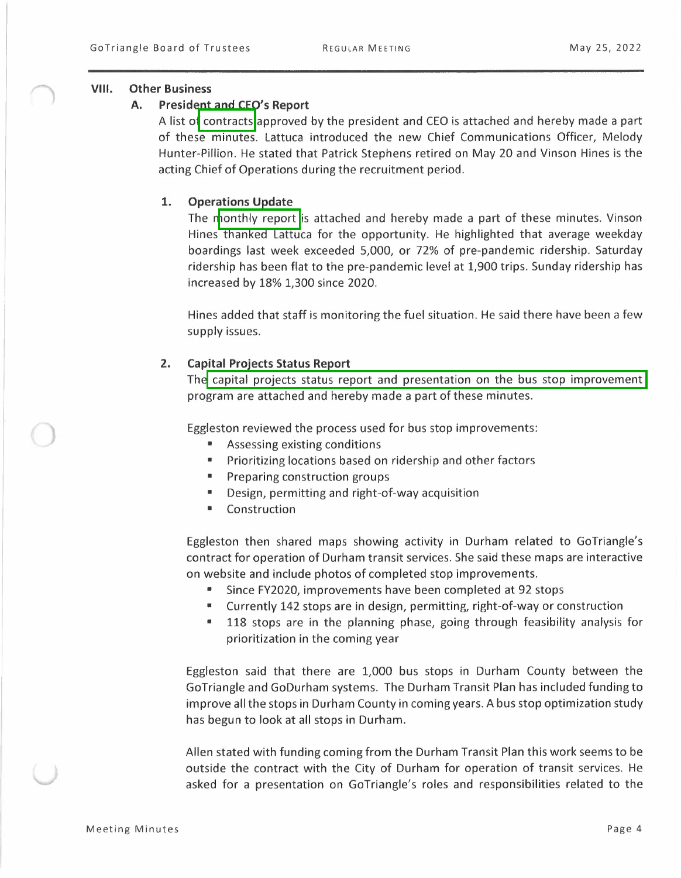## VIII. Other Business

### A. President and CEO's Report

A list of contracts approved by the president and CEO is attached and hereby made a part of these minutes. Lattuca introduced the new Chief Communications Officer, Melody Hunter-Pillion. He stated that Patrick Stephens retired on May 20 and Vinson Hines is the acting Chief of Operations during the recruitment period.

#### 1. Operations Update

The monthly report is attached and hereby made a part of these minutes. Vinson Hines thanked Lattuca for the opportunity. He highlighted that average weekday boardings last week exceeded 5,000, or 72% of pre-pandemic ridership. Saturday ridership has been flat to the pre-pandemic level at 1,900 trips. Sunday ridership has increased by 18% 1,300 since 2020.

Hines added that staff is monitoring the fuel situation. He said there have been a few supply issues.

#### 2. Capital Projects Status Report

The capital projects status report and presentation on the bus stop improvement program are attached and hereby made a part of these minutes.

Eggleston reviewed the process used for bus stop improvements:

- Assessing existing conditions
- Prioritizing locations based on ridership and other factors
- Preparing construction groups
- Design, permitting and right-of-way acquisition
- Construction

Eggleston then shared maps showing activity in Durham related to GoTriangle's contract for operation of Durham transit services. She said these maps are interactive on website and include photos of completed stop improvements.

- Since FY2020, improvements have been completed at 92 stops
- Currently 142 stops are in design, permitting, right-of-way or construction
- 118 stops are in the planning phase, going through feasibility analysis for prioritization in the coming year

Eggleston said that there are 1,000 bus stops in Durham County between the GoTriangle and GoDurham systems. The Durham Transit Plan has included funding to improve all the stops in Durham County in coming years. A bus stop optimization study has begun to look at all stops in Durham.

Allen stated with funding coming from the Durham Transit Plan this work seems to be outside the contract with the City of Durham for operation of transit services. He asked for a presentation on GoTriangle's roles and responsibilities related to the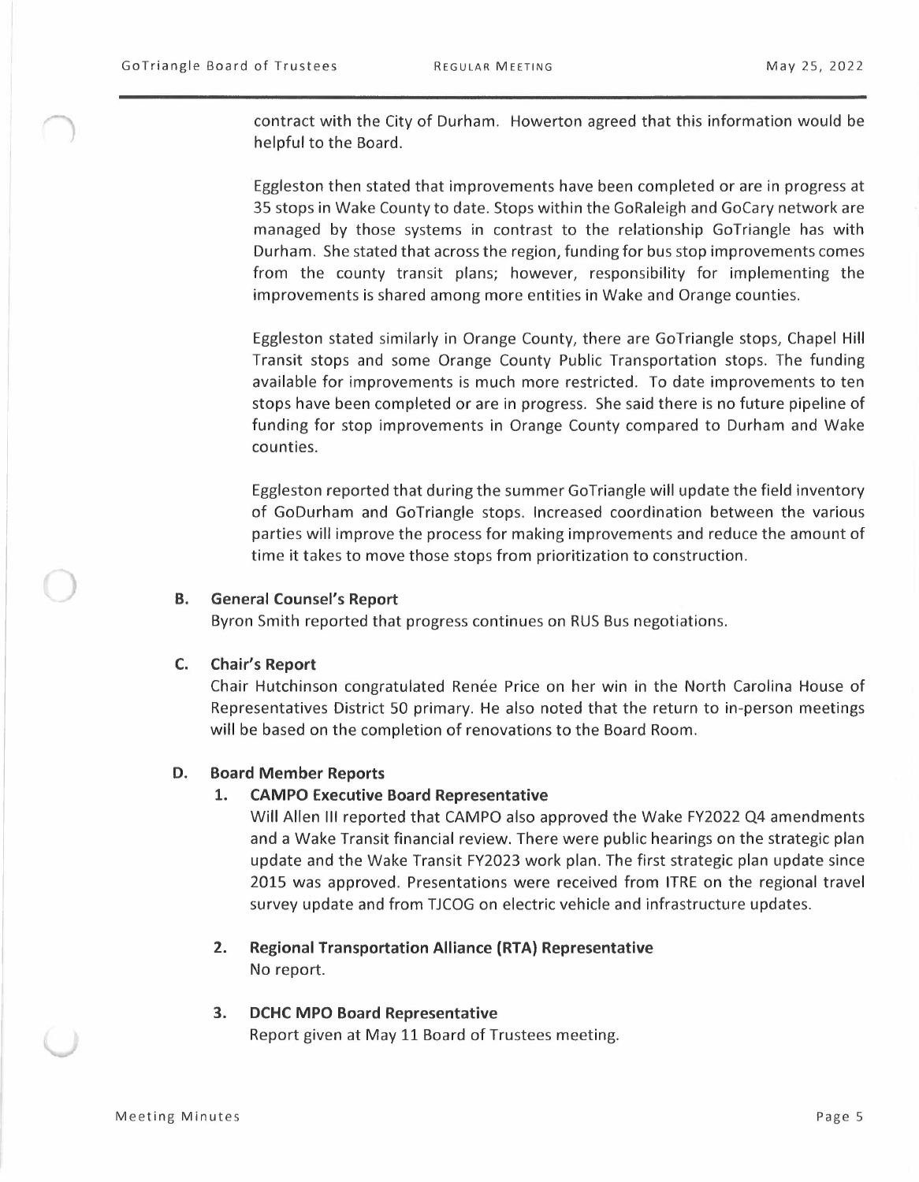contract with the City of Durham. Howerton agreed that this information would be helpful to the Board.

Eggleston then stated that improvements have been completed or are in progress at 35 stops in Wake County to date. Stops within the GoRaleigh and GoCary network are managed by those systems in contrast to the relationship GoTriangle has with Durham. She stated that across the region, funding for bus stop improvements comes from the county transit plans; however, responsibility for implementing the improvements is shared among more entities in Wake and Orange counties.

Eggleston stated similarly in Orange County, there are GoTriangle stops, Chapel Hill Transit stops and some Orange County Public Transportation stops. The funding available for improvements is much more restricted. To date improvements to ten stops have been completed or are in progress. She said there is no future pipeline of funding for stop improvements in Orange County compared to Durham and Wake counties.

Eggleston reported that during the summer GoTriangle will update the field inventory of GoDurham and GoTriangle stops. Increased coordination between the various parties will improve the process for making improvements and reduce the amount of time it takes to move those stops from prioritization to construction.

### B. General Counsel's Report

Byron Smith reported that progress continues on RUS Bus negotiations.

### C. Chair's Report

Chair Hutchinson congratulated Renée Price on her win in the North Carolina House of Representatives District 50 primary. He also noted that the return to in-person meetings will be based on the completion of renovations to the Board Room.

### D. Board Member Reports

#### 1. CAMPO Executive Board Representative

Will Allen III reported that CAMPO also approved the Wake FY2022 Q4 amendments and a Wake Transit financial review. There were public hearings on the strategic plan update and the Wake Transit FY2023 work plan. The first strategic plan update since 2015 was approved. Presentations were received from ITRE on the regional travel survey update and from TJCOG on electric vehicle and infrastructure updates.

#### 2. Regional Transportation Alliance (RTA) Representative

No report.

#### 3. DCHC MPO Board Representative

Report given at May 11 Board of Trustees meeting.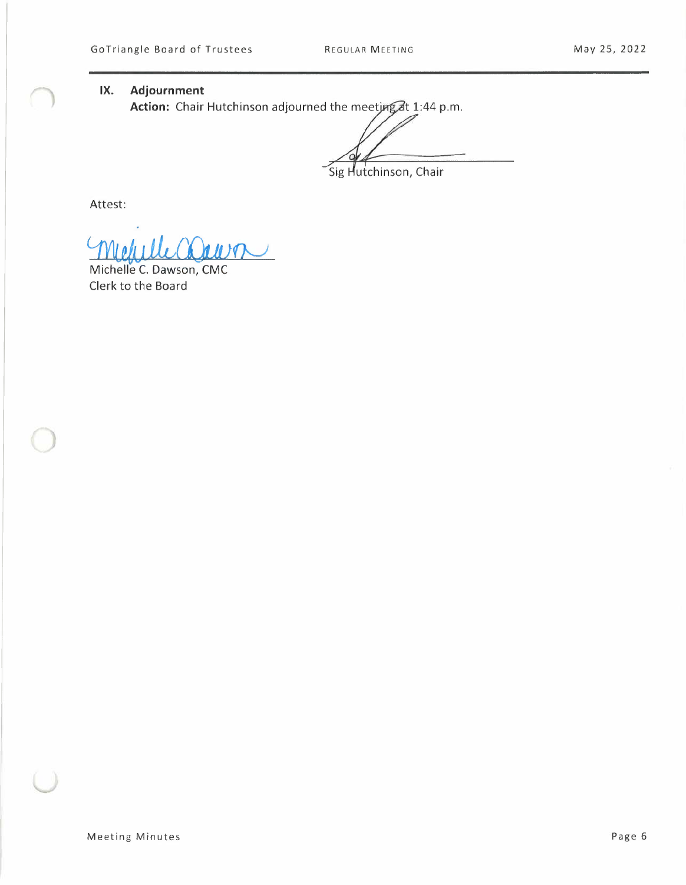## IX. Adjournment

**Action:** Chair Hutchinson adjourned the meeting at 1:44 p.m.

Sig Hutchinson, Chair

Attest:

Michelle C. Dawson, CMC
Clerk to the Board